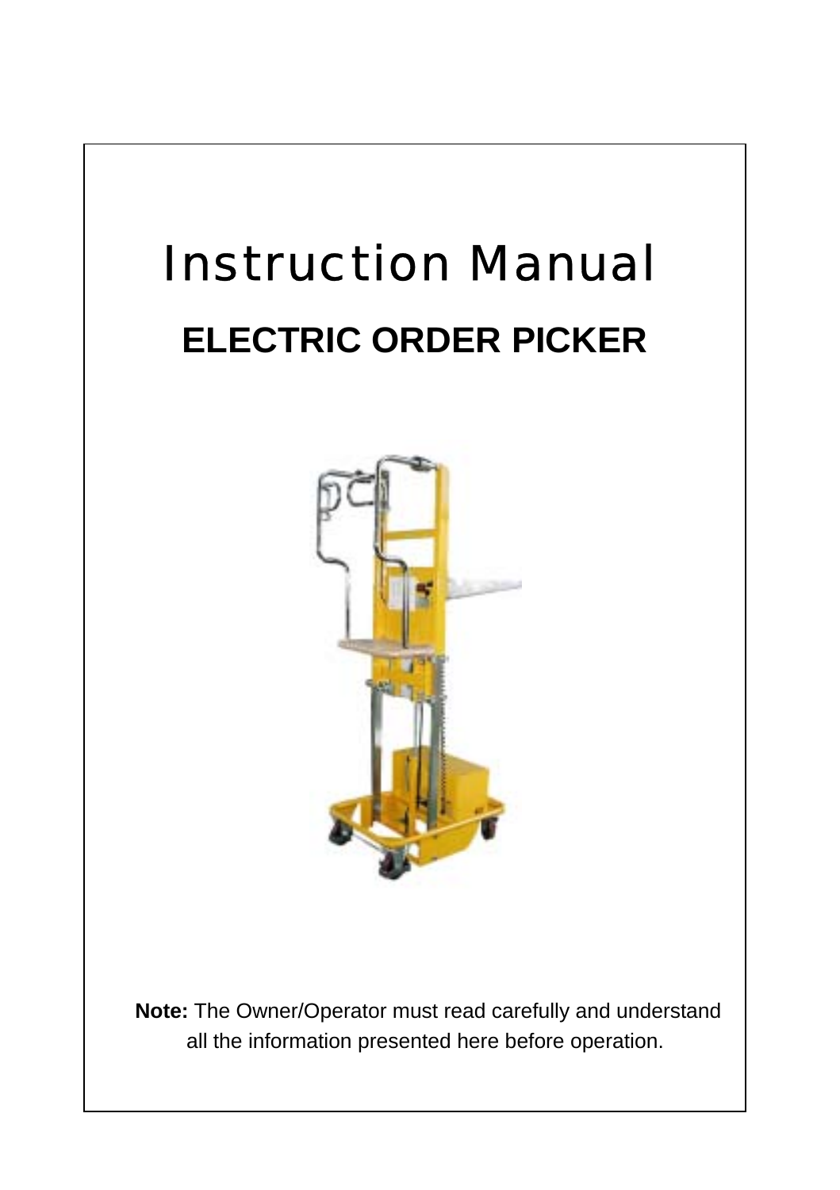# Instruction Manual

## ELECTRIC ORDER PICKER

**Note:** The Owner/Operator must read carefully and understand all the information presented here before operation.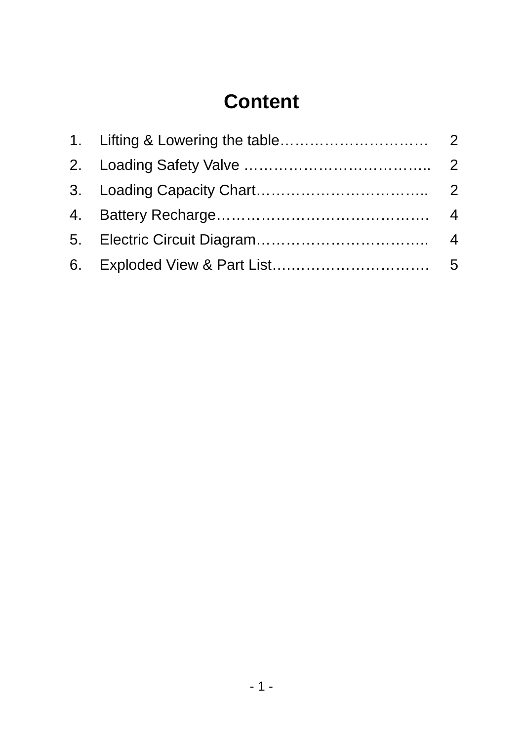# Content

1. Lifting & Lowering the table………………………… 2
2. Loading Safety Valve ……………………………….. 2
3. Loading Capacity Chart…………………………….. 2
4. Battery Recharge……………………………………. 4
5. Electric Circuit Diagram…………………………….. 4
6. Exploded View & Part List…………………………. 5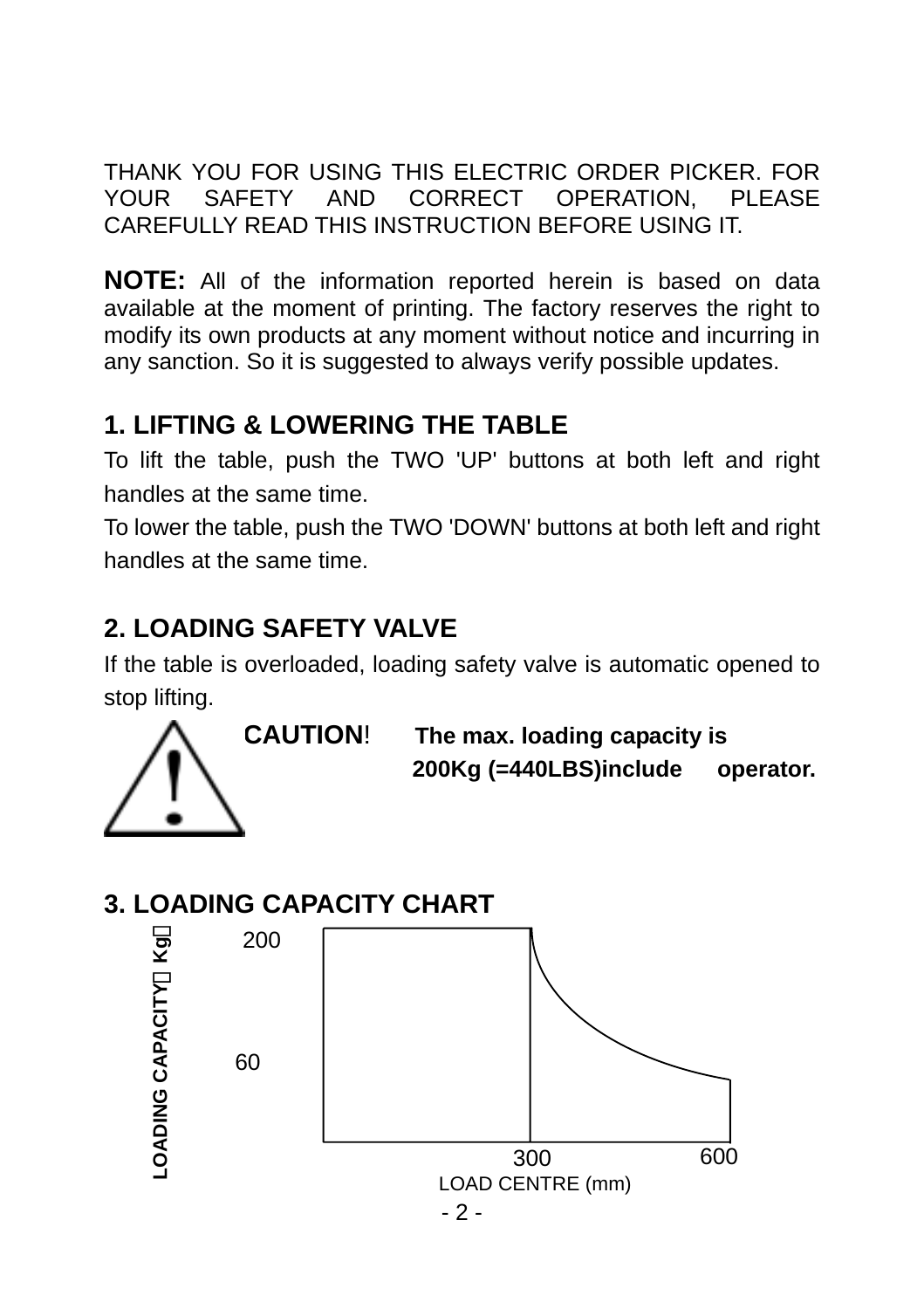THANK YOU FOR USING THIS ELECTRIC ORDER PICKER. FOR YOUR SAFETY AND CORRECT OPERATION, PLEASE CAREFULLY READ THIS INSTRUCTION BEFORE USING IT.

**NOTE:** All of the information reported herein is based on data available at the moment of printing. The factory reserves the right to modify its own products at any moment without notice and incurring in any sanction. So it is suggested to always verify possible updates.

## 1. LIFTING & LOWERING THE TABLE

To lift the table, push the TWO 'UP' buttons at both left and right handles at the same time.

To lower the table, push the TWO 'DOWN' buttons at both left and right handles at the same time.

## 2. LOADING SAFETY VALVE

If the table is overloaded, loading safety valve is automatic opened to stop lifting.

**CAUTION**! **The max. loading capacity is 200Kg (=440LBS)include operator.**

## 3. LOADING CAPACITY CHART

LOADING CAPACITY（Kg）

200

60

300 600

LOAD CENTRE (mm)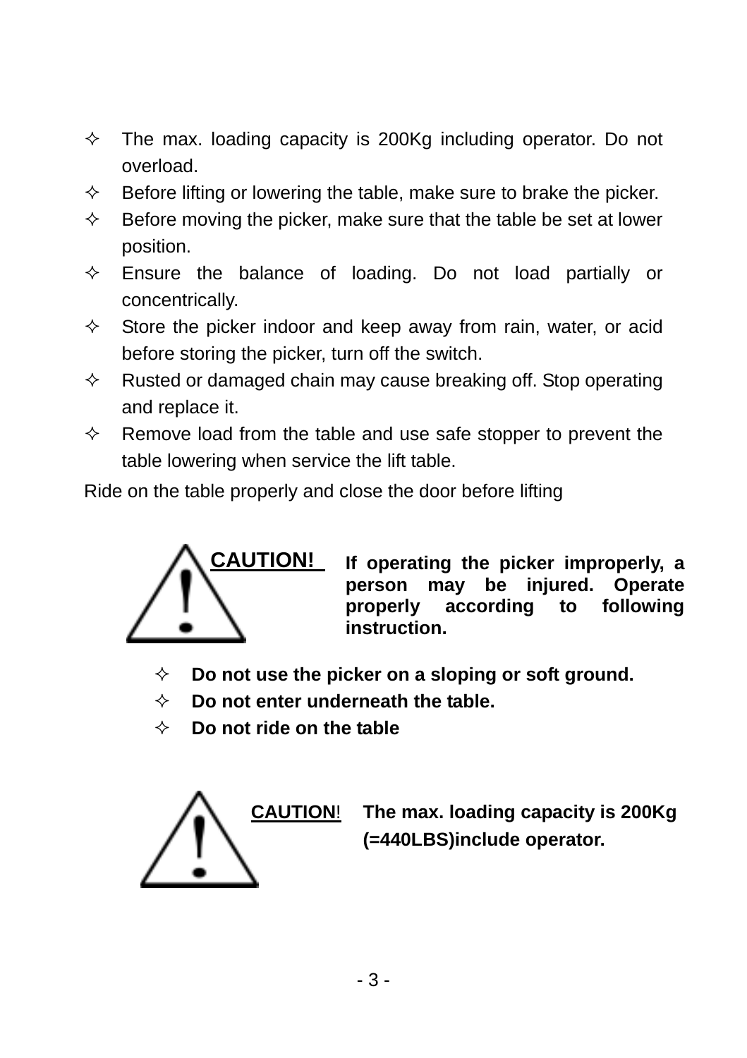- The max. loading capacity is 200Kg including operator. Do not overload.
- Before lifting or lowering the table, make sure to brake the picker.
- Before moving the picker, make sure that the table be set at lower position.
- Ensure the balance of loading. Do not load partially or concentrically.
- Store the picker indoor and keep away from rain, water, or acid before storing the picker, turn off the switch.
- Rusted or damaged chain may cause breaking off. Stop operating and replace it.
- Remove load from the table and use safe stopper to prevent the table lowering when service the lift table.

Ride on the table properly and close the door before lifting

**CAUTION!** **If operating the picker improperly, a person may be injured. Operate properly according to following instruction.**

- **Do not use the picker on a sloping or soft ground.**
- **Do not enter underneath the table.**
- **Do not ride on the table**

**CAUTION!** **The max. loading capacity is 200Kg (=440LBS)include operator.**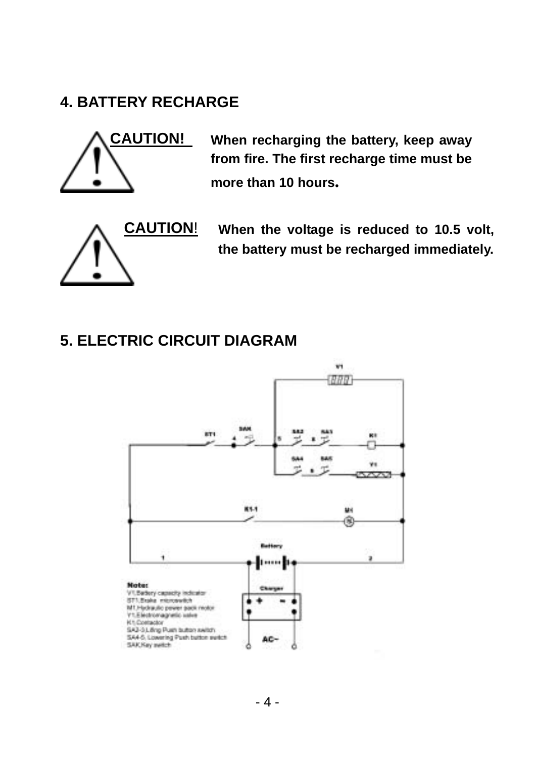## 4. BATTERY RECHARGE

**CAUTION!** **When recharging the battery, keep away from fire. The first recharge time must be more than 10 hours.**

**CAUTION!** **When the voltage is reduced to 10.5 volt, the battery must be recharged immediately.**

## 5. ELECTRIC CIRCUIT DIAGRAM

V1

ST1 4 SAK 5 SA2 3 SA3 K1

SA4 6 SA5 Y1

K1-1 M1

1 Battery 2

Charger + −

AC~

**Note:**
V1.Battery capacity indicator
ST1.Brake microswitch
M1.Hydraulic power pack motor
Y1.Electromagnetic valve
K1.Contactor
SA2-3.Lifting Push button switch
SA4-5. Lowering Push button switch
SAK.Key switch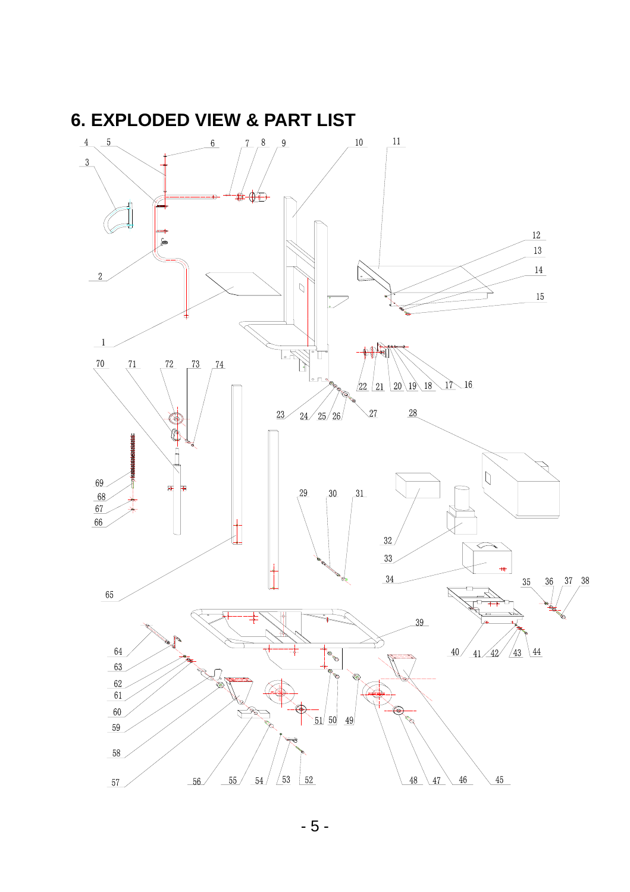# 6. EXPLODED VIEW & PART LIST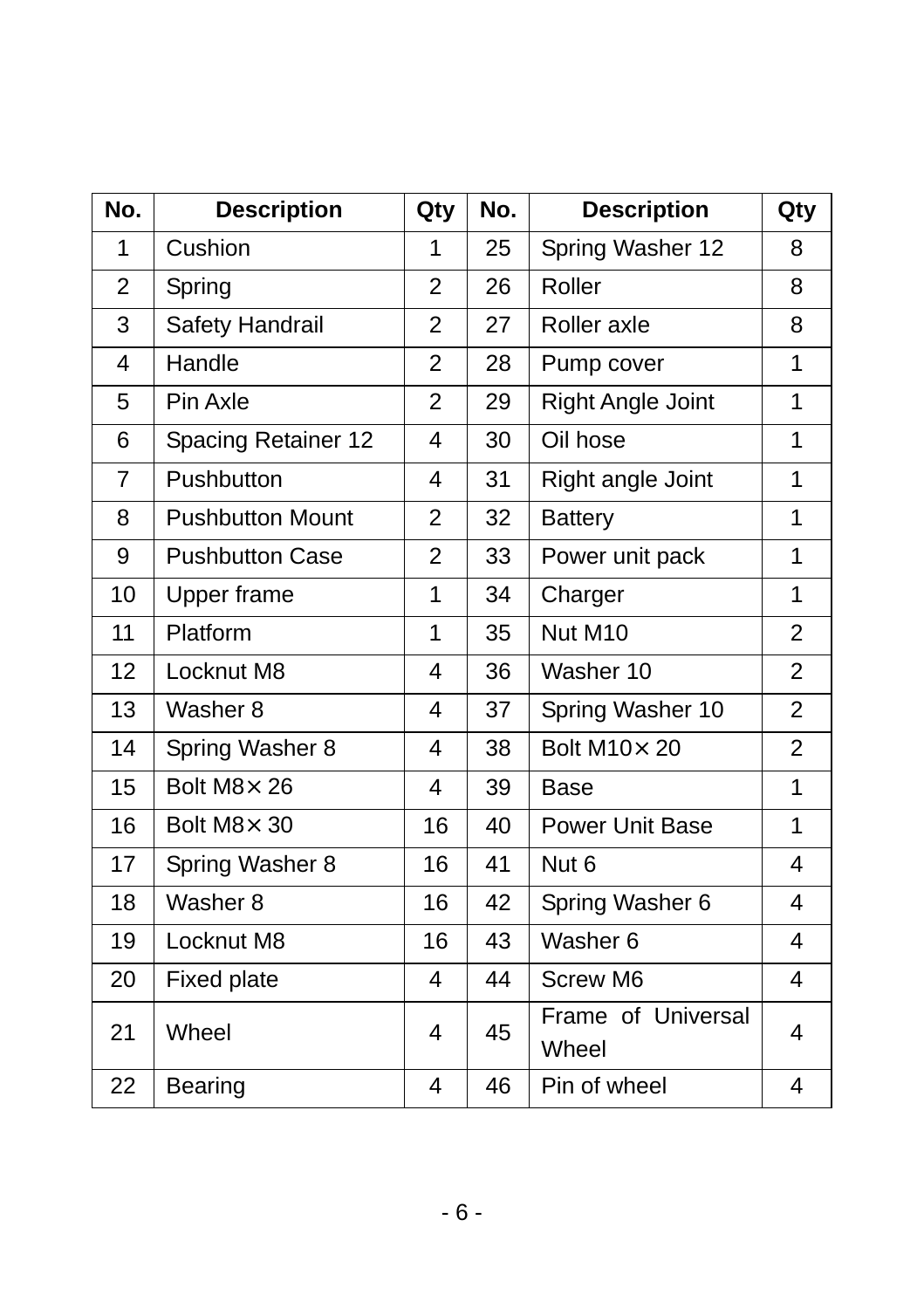| No. | Description | Qty | No. | Description | Qty |
|---|---|---|---|---|---|
| 1 | Cushion | 1 | 25 | Spring Washer 12 | 8 |
| 2 | Spring | 2 | 26 | Roller | 8 |
| 3 | Safety Handrail | 2 | 27 | Roller axle | 8 |
| 4 | Handle | 2 | 28 | Pump cover | 1 |
| 5 | Pin Axle | 2 | 29 | Right Angle Joint | 1 |
| 6 | Spacing Retainer 12 | 4 | 30 | Oil hose | 1 |
| 7 | Pushbutton | 4 | 31 | Right angle Joint | 1 |
| 8 | Pushbutton Mount | 2 | 32 | Battery | 1 |
| 9 | Pushbutton Case | 2 | 33 | Power unit pack | 1 |
| 10 | Upper frame | 1 | 34 | Charger | 1 |
| 11 | Platform | 1 | 35 | Nut M10 | 2 |
| 12 | Locknut M8 | 4 | 36 | Washer 10 | 2 |
| 13 | Washer 8 | 4 | 37 | Spring Washer 10 | 2 |
| 14 | Spring Washer 8 | 4 | 38 | Bolt M10× 20 | 2 |
| 15 | Bolt M8× 26 | 4 | 39 | Base | 1 |
| 16 | Bolt M8× 30 | 16 | 40 | Power Unit Base | 1 |
| 17 | Spring Washer 8 | 16 | 41 | Nut 6 | 4 |
| 18 | Washer 8 | 16 | 42 | Spring Washer 6 | 4 |
| 19 | Locknut M8 | 16 | 43 | Washer 6 | 4 |
| 20 | Fixed plate | 4 | 44 | Screw M6 | 4 |
| 21 | Wheel | 4 | 45 | Frame of Universal Wheel | 4 |
| 22 | Bearing | 4 | 46 | Pin of wheel | 4 |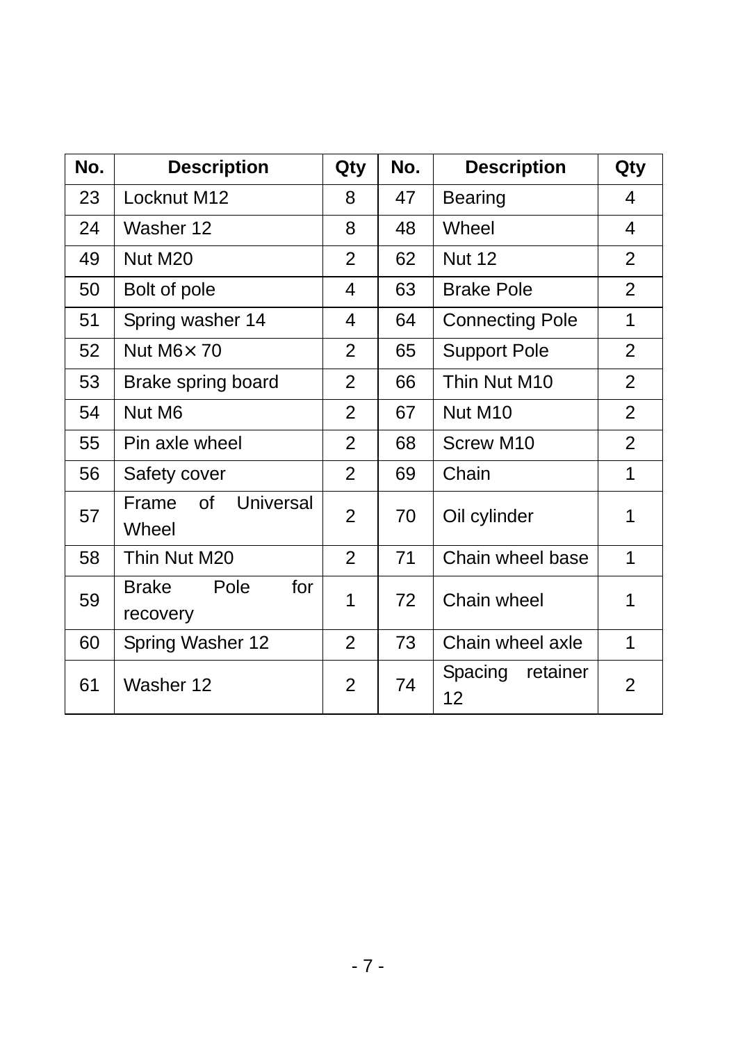| No. | Description | Qty | No. | Description | Qty |
|---|---|---|---|---|---|
| 23 | Locknut M12 | 8 | 47 | Bearing | 4 |
| 24 | Washer 12 | 8 | 48 | Wheel | 4 |
| 49 | Nut M20 | 2 | 62 | Nut 12 | 2 |
| 50 | Bolt of pole | 4 | 63 | Brake Pole | 2 |
| 51 | Spring washer 14 | 4 | 64 | Connecting Pole | 1 |
| 52 | Nut M6× 70 | 2 | 65 | Support Pole | 2 |
| 53 | Brake spring board | 2 | 66 | Thin Nut M10 | 2 |
| 54 | Nut M6 | 2 | 67 | Nut M10 | 2 |
| 55 | Pin axle wheel | 2 | 68 | Screw M10 | 2 |
| 56 | Safety cover | 2 | 69 | Chain | 1 |
| 57 | Frame of Universal Wheel | 2 | 70 | Oil cylinder | 1 |
| 58 | Thin Nut M20 | 2 | 71 | Chain wheel base | 1 |
| 59 | Brake Pole for recovery | 1 | 72 | Chain wheel | 1 |
| 60 | Spring Washer 12 | 2 | 73 | Chain wheel axle | 1 |
| 61 | Washer 12 | 2 | 74 | Spacing retainer 12 | 2 |